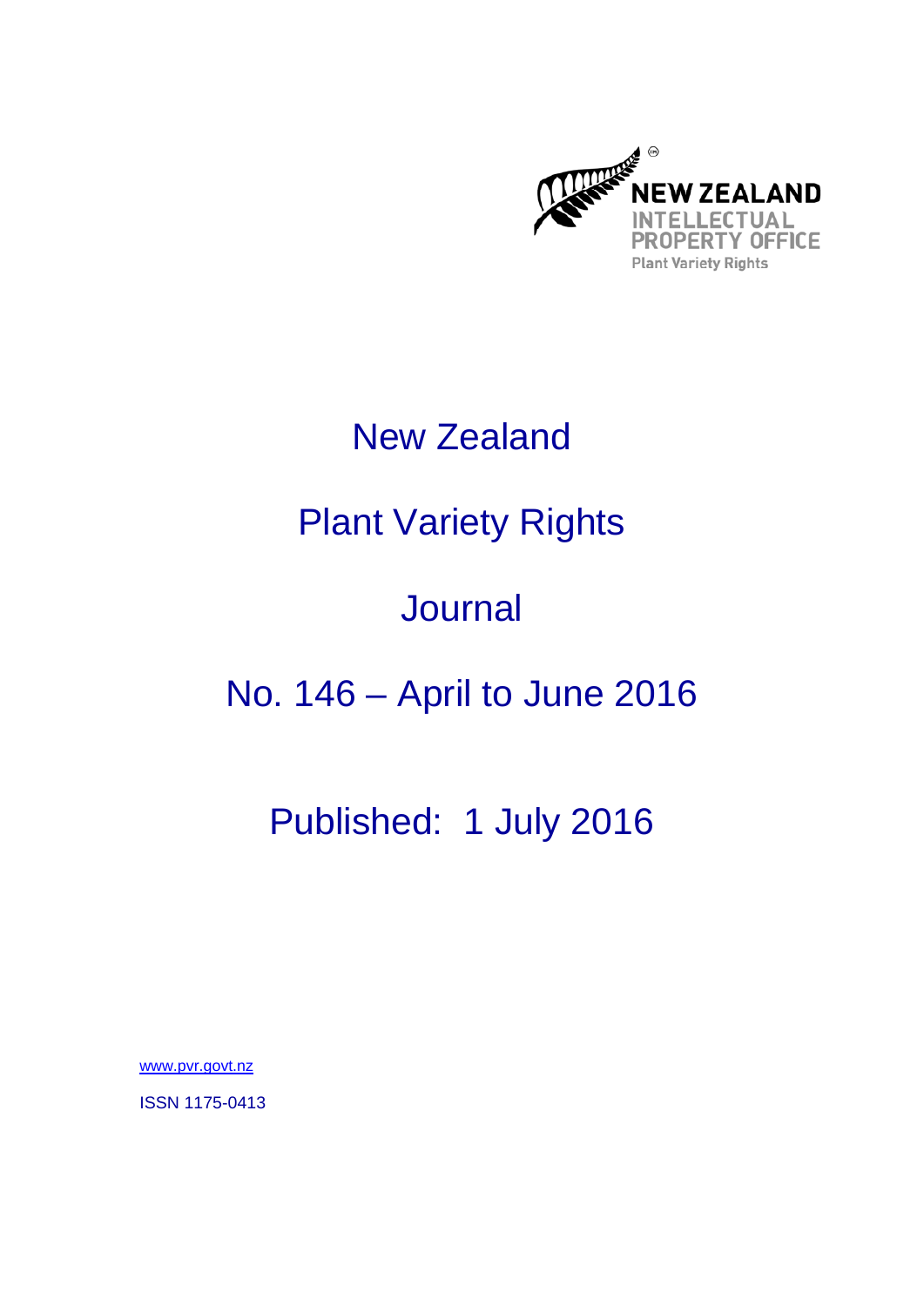NEW ZEALAND
INTELLECTUAL
PROPERTY OFFICE
Plant Variety Rights

# New Zealand

# Plant Variety Rights

# Journal

# No. 146 – April to June 2016

## Published: 1 July 2016

www.pvr.govt.nz

ISSN 1175-0413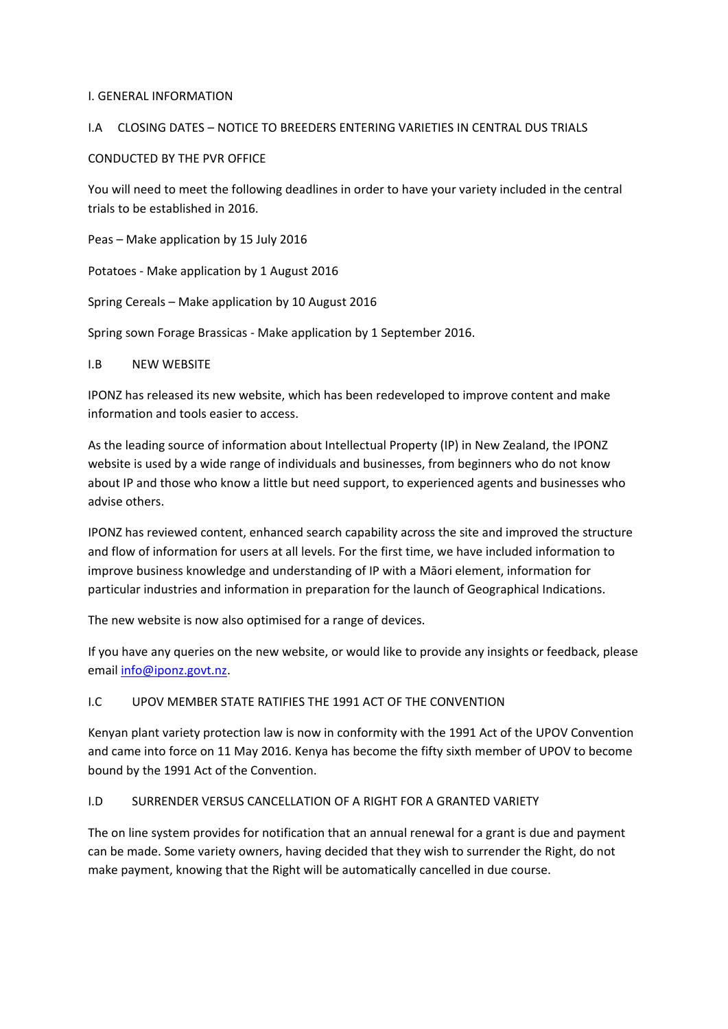# I. GENERAL INFORMATION

## I.A CLOSING DATES – NOTICE TO BREEDERS ENTERING VARIETIES IN CENTRAL DUS TRIALS CONDUCTED BY THE PVR OFFICE

You will need to meet the following deadlines in order to have your variety included in the central trials to be established in 2016.

Peas – Make application by 15 July 2016

Potatoes - Make application by 1 August 2016

Spring Cereals – Make application by 10 August 2016

Spring sown Forage Brassicas - Make application by 1 September 2016.

## I.B NEW WEBSITE

IPONZ has released its new website, which has been redeveloped to improve content and make information and tools easier to access.

As the leading source of information about Intellectual Property (IP) in New Zealand, the IPONZ website is used by a wide range of individuals and businesses, from beginners who do not know about IP and those who know a little but need support, to experienced agents and businesses who advise others.

IPONZ has reviewed content, enhanced search capability across the site and improved the structure and flow of information for users at all levels. For the first time, we have included information to improve business knowledge and understanding of IP with a Māori element, information for particular industries and information in preparation for the launch of Geographical Indications.

The new website is now also optimised for a range of devices.

If you have any queries on the new website, or would like to provide any insights or feedback, please email [info@iponz.govt.nz](mailto:info@iponz.govt.nz).

## I.C UPOV MEMBER STATE RATIFIES THE 1991 ACT OF THE CONVENTION

Kenyan plant variety protection law is now in conformity with the 1991 Act of the UPOV Convention and came into force on 11 May 2016. Kenya has become the fifty sixth member of UPOV to become bound by the 1991 Act of the Convention.

## I.D SURRENDER VERSUS CANCELLATION OF A RIGHT FOR A GRANTED VARIETY

The on line system provides for notification that an annual renewal for a grant is due and payment can be made. Some variety owners, having decided that they wish to surrender the Right, do not make payment, knowing that the Right will be automatically cancelled in due course.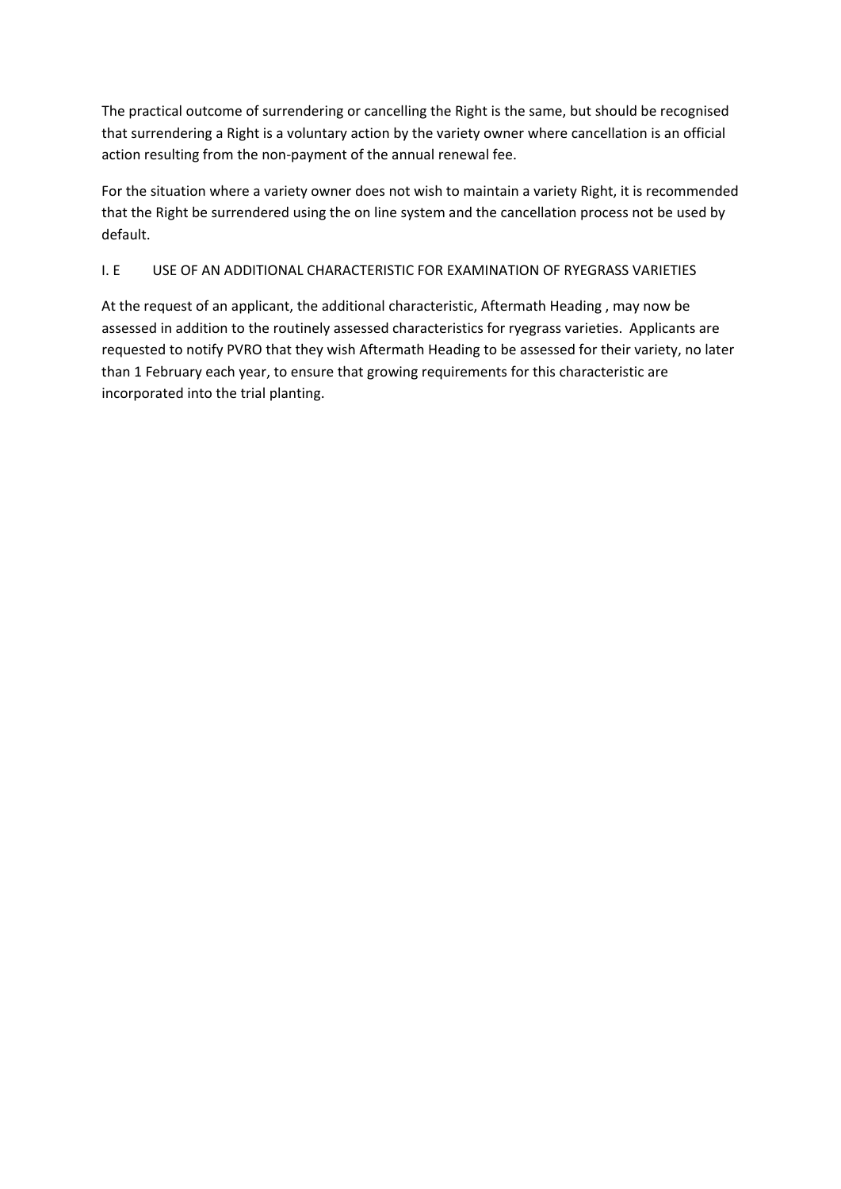The practical outcome of surrendering or cancelling the Right is the same, but should be recognised that surrendering a Right is a voluntary action by the variety owner where cancellation is an official action resulting from the non-payment of the annual renewal fee.

For the situation where a variety owner does not wish to maintain a variety Right, it is recommended that the Right be surrendered using the on line system and the cancellation process not be used by default.

## I. E USE OF AN ADDITIONAL CHARACTERISTIC FOR EXAMINATION OF RYEGRASS VARIETIES

At the request of an applicant, the additional characteristic, Aftermath Heading , may now be assessed in addition to the routinely assessed characteristics for ryegrass varieties. Applicants are requested to notify PVRO that they wish Aftermath Heading to be assessed for their variety, no later than 1 February each year, to ensure that growing requirements for this characteristic are incorporated into the trial planting.